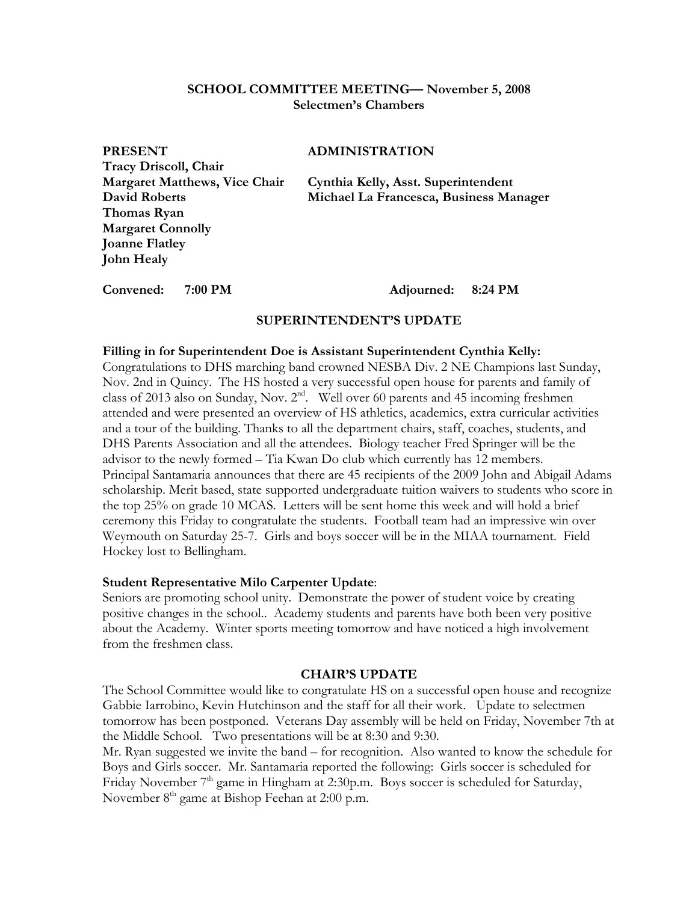**SCHOOL COMMITTEE MEETING— November 5, 2008**
**Selectmen's Chambers**

| PRESENT | ADMINISTRATION |
|---|---|
| **Tracy Driscoll, Chair** | |
| **Margaret Matthews, Vice Chair** | **Cynthia Kelly, Asst. Superintendent** |
| **David Roberts** | **Michael La Francesca, Business Manager** |
| **Thomas Ryan** | |
| **Margaret Connolly** | |
| **Joanne Flatley** | |
| **John Healy** | |

**Convened: 7:00 PM** **Adjourned: 8:24 PM**

## SUPERINTENDENT'S UPDATE

**Filling in for Superintendent Doe is Assistant Superintendent Cynthia Kelly:**
Congratulations to DHS marching band crowned NESBA Div. 2 NE Champions last Sunday, Nov. 2nd in Quincy. The HS hosted a very successful open house for parents and family of class of 2013 also on Sunday, Nov. 2nd. Well over 60 parents and 45 incoming freshmen attended and were presented an overview of HS athletics, academics, extra curricular activities and a tour of the building. Thanks to all the department chairs, staff, coaches, students, and DHS Parents Association and all the attendees. Biology teacher Fred Springer will be the advisor to the newly formed – Tia Kwan Do club which currently has 12 members. Principal Santamaria announces that there are 45 recipients of the 2009 John and Abigail Adams scholarship. Merit based, state supported undergraduate tuition waivers to students who score in the top 25% on grade 10 MCAS. Letters will be sent home this week and will hold a brief ceremony this Friday to congratulate the students. Football team had an impressive win over Weymouth on Saturday 25-7. Girls and boys soccer will be in the MIAA tournament. Field Hockey lost to Bellingham.

**Student Representative Milo Carpenter Update**:
Seniors are promoting school unity. Demonstrate the power of student voice by creating positive changes in the school.. Academy students and parents have both been very positive about the Academy. Winter sports meeting tomorrow and have noticed a high involvement from the freshmen class.

## CHAIR'S UPDATE

The School Committee would like to congratulate HS on a successful open house and recognize Gabbie Iarrobino, Kevin Hutchinson and the staff for all their work. Update to selectmen tomorrow has been postponed. Veterans Day assembly will be held on Friday, November 7th at the Middle School. Two presentations will be at 8:30 and 9:30.
Mr. Ryan suggested we invite the band – for recognition. Also wanted to know the schedule for Boys and Girls soccer. Mr. Santamaria reported the following: Girls soccer is scheduled for Friday November 7th game in Hingham at 2:30p.m. Boys soccer is scheduled for Saturday, November 8th game at Bishop Feehan at 2:00 p.m.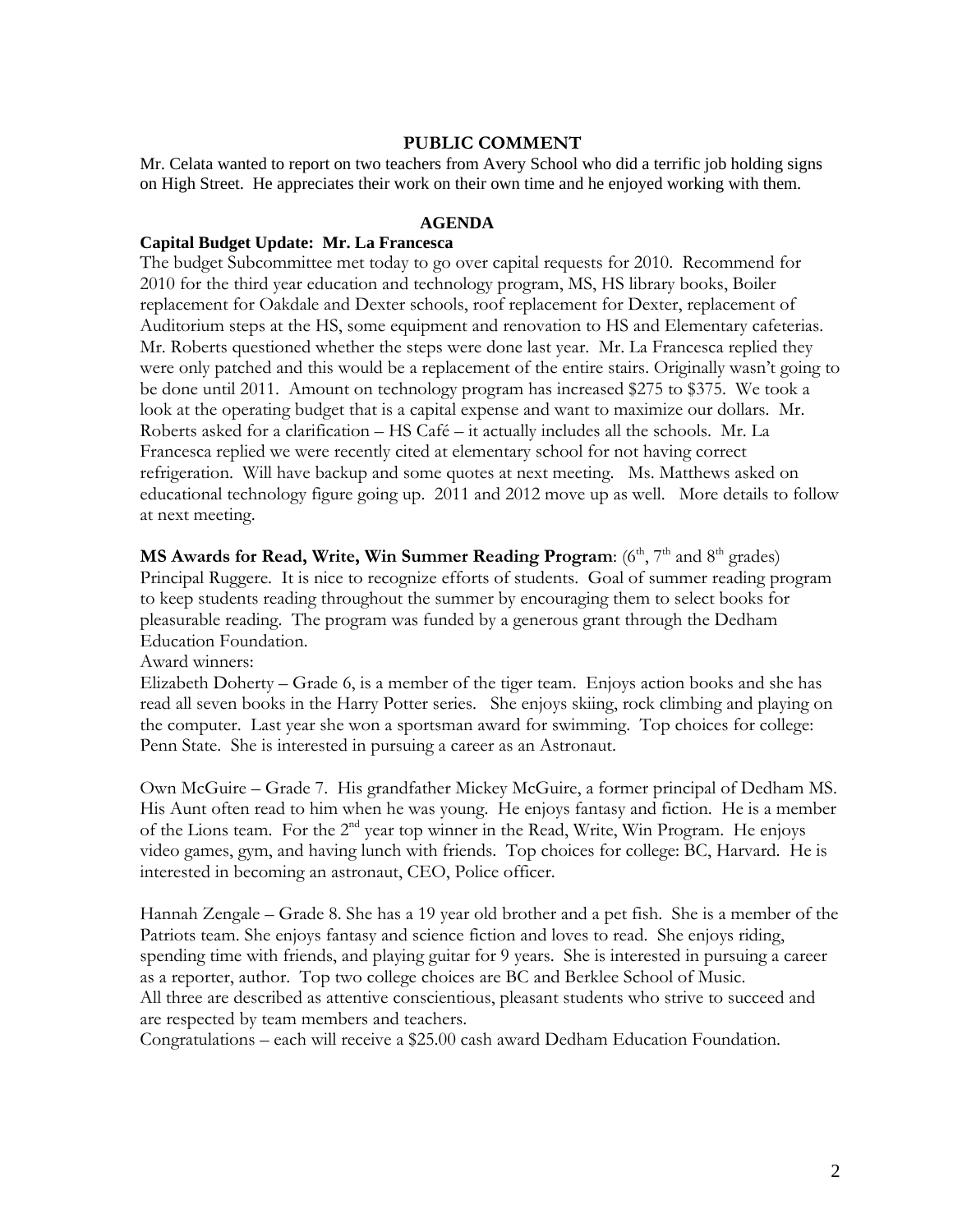## PUBLIC COMMENT

Mr. Celata wanted to report on two teachers from Avery School who did a terrific job holding signs on High Street. He appreciates their work on their own time and he enjoyed working with them.

## AGENDA

**Capital Budget Update: Mr. La Francesca**

The budget Subcommittee met today to go over capital requests for 2010. Recommend for 2010 for the third year education and technology program, MS, HS library books, Boiler replacement for Oakdale and Dexter schools, roof replacement for Dexter, replacement of Auditorium steps at the HS, some equipment and renovation to HS and Elementary cafeterias. Mr. Roberts questioned whether the steps were done last year. Mr. La Francesca replied they were only patched and this would be a replacement of the entire stairs. Originally wasn't going to be done until 2011. Amount on technology program has increased $275 to $375. We took a look at the operating budget that is a capital expense and want to maximize our dollars. Mr. Roberts asked for a clarification – HS Café – it actually includes all the schools. Mr. La Francesca replied we were recently cited at elementary school for not having correct refrigeration. Will have backup and some quotes at next meeting. Ms. Matthews asked on educational technology figure going up. 2011 and 2012 move up as well. More details to follow at next meeting.

**MS Awards for Read, Write, Win Summer Reading Program**: (6th, 7th and 8th grades) Principal Ruggere. It is nice to recognize efforts of students. Goal of summer reading program to keep students reading throughout the summer by encouraging them to select books for pleasurable reading. The program was funded by a generous grant through the Dedham Education Foundation.

Award winners:

Elizabeth Doherty – Grade 6, is a member of the tiger team. Enjoys action books and she has read all seven books in the Harry Potter series. She enjoys skiing, rock climbing and playing on the computer. Last year she won a sportsman award for swimming. Top choices for college: Penn State. She is interested in pursuing a career as an Astronaut.

Own McGuire – Grade 7. His grandfather Mickey McGuire, a former principal of Dedham MS. His Aunt often read to him when he was young. He enjoys fantasy and fiction. He is a member of the Lions team. For the 2nd year top winner in the Read, Write, Win Program. He enjoys video games, gym, and having lunch with friends. Top choices for college: BC, Harvard. He is interested in becoming an astronaut, CEO, Police officer.

Hannah Zengale – Grade 8. She has a 19 year old brother and a pet fish. She is a member of the Patriots team. She enjoys fantasy and science fiction and loves to read. She enjoys riding, spending time with friends, and playing guitar for 9 years. She is interested in pursuing a career as a reporter, author. Top two college choices are BC and Berklee School of Music.

All three are described as attentive conscientious, pleasant students who strive to succeed and are respected by team members and teachers.

Congratulations – each will receive a $25.00 cash award Dedham Education Foundation.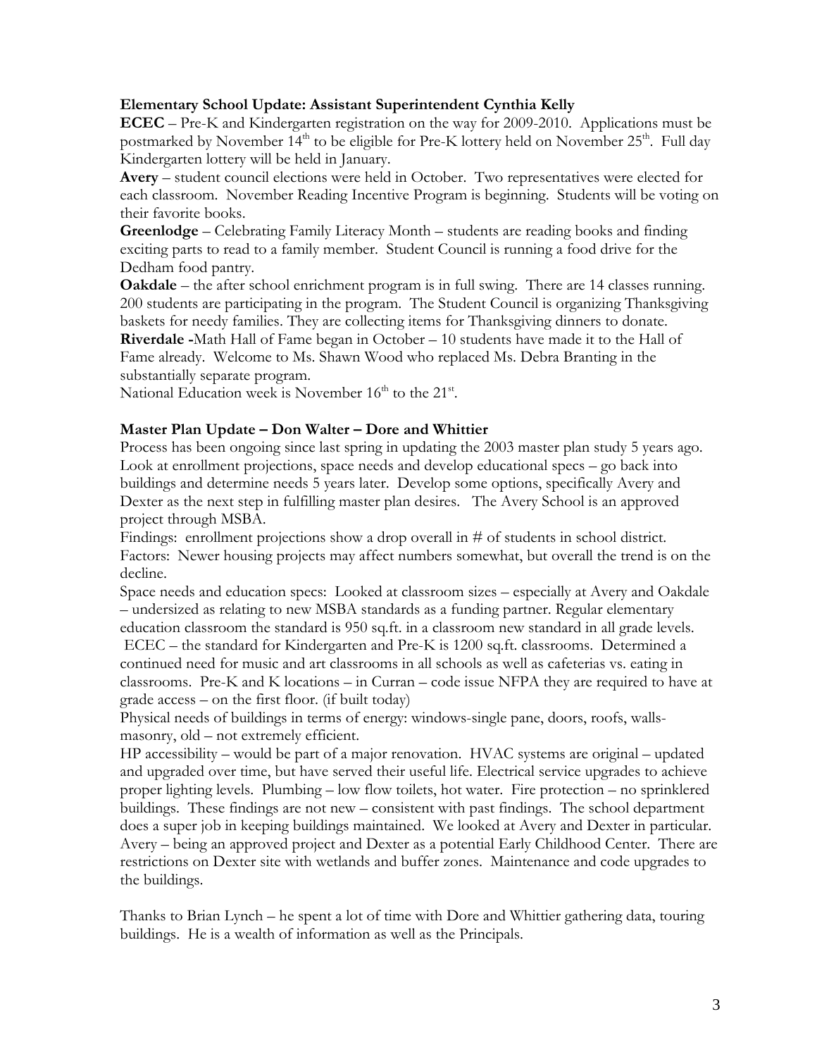**Elementary School Update: Assistant Superintendent Cynthia Kelly**

**ECEC** – Pre-K and Kindergarten registration on the way for 2009-2010. Applications must be postmarked by November 14th to be eligible for Pre-K lottery held on November 25th. Full day Kindergarten lottery will be held in January.

**Avery** – student council elections were held in October. Two representatives were elected for each classroom. November Reading Incentive Program is beginning. Students will be voting on their favorite books.

**Greenlodge** – Celebrating Family Literacy Month – students are reading books and finding exciting parts to read to a family member. Student Council is running a food drive for the Dedham food pantry.

**Oakdale** – the after school enrichment program is in full swing. There are 14 classes running. 200 students are participating in the program. The Student Council is organizing Thanksgiving baskets for needy families. They are collecting items for Thanksgiving dinners to donate.

**Riverdale -**Math Hall of Fame began in October – 10 students have made it to the Hall of Fame already. Welcome to Ms. Shawn Wood who replaced Ms. Debra Branting in the substantially separate program.

National Education week is November 16th to the 21st.

**Master Plan Update – Don Walter – Dore and Whittier**

Process has been ongoing since last spring in updating the 2003 master plan study 5 years ago. Look at enrollment projections, space needs and develop educational specs – go back into buildings and determine needs 5 years later. Develop some options, specifically Avery and Dexter as the next step in fulfilling master plan desires. The Avery School is an approved project through MSBA.

Findings: enrollment projections show a drop overall in # of students in school district. Factors: Newer housing projects may affect numbers somewhat, but overall the trend is on the decline.

Space needs and education specs: Looked at classroom sizes – especially at Avery and Oakdale – undersized as relating to new MSBA standards as a funding partner. Regular elementary education classroom the standard is 950 sq.ft. in a classroom new standard in all grade levels. ECEC – the standard for Kindergarten and Pre-K is 1200 sq.ft. classrooms. Determined a continued need for music and art classrooms in all schools as well as cafeterias vs. eating in classrooms. Pre-K and K locations – in Curran – code issue NFPA they are required to have at grade access – on the first floor. (if built today)

Physical needs of buildings in terms of energy: windows-single pane, doors, roofs, walls-masonry, old – not extremely efficient.

HP accessibility – would be part of a major renovation. HVAC systems are original – updated and upgraded over time, but have served their useful life. Electrical service upgrades to achieve proper lighting levels. Plumbing – low flow toilets, hot water. Fire protection – no sprinklered buildings. These findings are not new – consistent with past findings. The school department does a super job in keeping buildings maintained. We looked at Avery and Dexter in particular. Avery – being an approved project and Dexter as a potential Early Childhood Center. There are restrictions on Dexter site with wetlands and buffer zones. Maintenance and code upgrades to the buildings.

Thanks to Brian Lynch – he spent a lot of time with Dore and Whittier gathering data, touring buildings. He is a wealth of information as well as the Principals.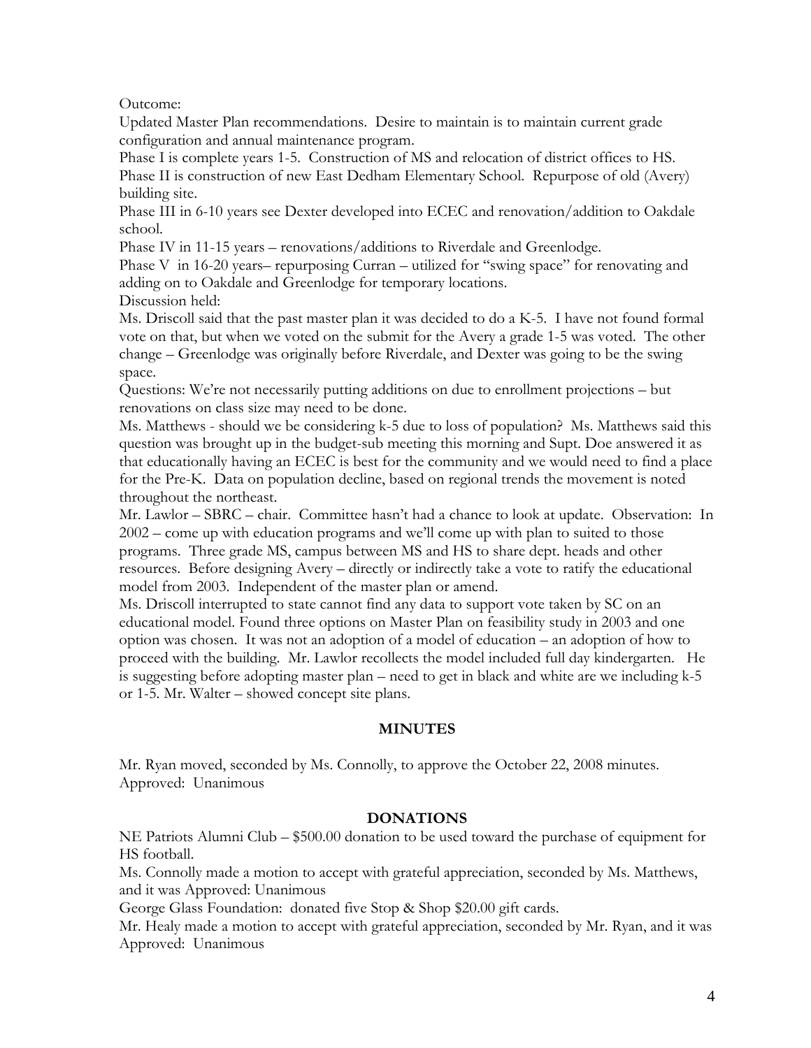Outcome:

Updated Master Plan recommendations. Desire to maintain is to maintain current grade configuration and annual maintenance program.

Phase I is complete years 1-5. Construction of MS and relocation of district offices to HS.

Phase II is construction of new East Dedham Elementary School. Repurpose of old (Avery) building site.

Phase III in 6-10 years see Dexter developed into ECEC and renovation/addition to Oakdale school.

Phase IV in 11-15 years – renovations/additions to Riverdale and Greenlodge.

Phase V in 16-20 years– repurposing Curran – utilized for "swing space" for renovating and adding on to Oakdale and Greenlodge for temporary locations.

Discussion held:

Ms. Driscoll said that the past master plan it was decided to do a K-5. I have not found formal vote on that, but when we voted on the submit for the Avery a grade 1-5 was voted. The other change – Greenlodge was originally before Riverdale, and Dexter was going to be the swing space.

Questions: We're not necessarily putting additions on due to enrollment projections – but renovations on class size may need to be done.

Ms. Matthews - should we be considering k-5 due to loss of population? Ms. Matthews said this question was brought up in the budget-sub meeting this morning and Supt. Doe answered it as that educationally having an ECEC is best for the community and we would need to find a place for the Pre-K. Data on population decline, based on regional trends the movement is noted throughout the northeast.

Mr. Lawlor – SBRC – chair. Committee hasn't had a chance to look at update. Observation: In 2002 – come up with education programs and we'll come up with plan to suited to those programs. Three grade MS, campus between MS and HS to share dept. heads and other resources. Before designing Avery – directly or indirectly take a vote to ratify the educational model from 2003. Independent of the master plan or amend.

Ms. Driscoll interrupted to state cannot find any data to support vote taken by SC on an educational model. Found three options on Master Plan on feasibility study in 2003 and one option was chosen. It was not an adoption of a model of education – an adoption of how to proceed with the building. Mr. Lawlor recollects the model included full day kindergarten. He is suggesting before adopting master plan – need to get in black and white are we including k-5 or 1-5. Mr. Walter – showed concept site plans.

## MINUTES

Mr. Ryan moved, seconded by Ms. Connolly, to approve the October 22, 2008 minutes.
Approved: Unanimous

## DONATIONS

NE Patriots Alumni Club – $500.00 donation to be used toward the purchase of equipment for HS football.

Ms. Connolly made a motion to accept with grateful appreciation, seconded by Ms. Matthews, and it was Approved: Unanimous

George Glass Foundation: donated five Stop & Shop $20.00 gift cards.

Mr. Healy made a motion to accept with grateful appreciation, seconded by Mr. Ryan, and it was Approved: Unanimous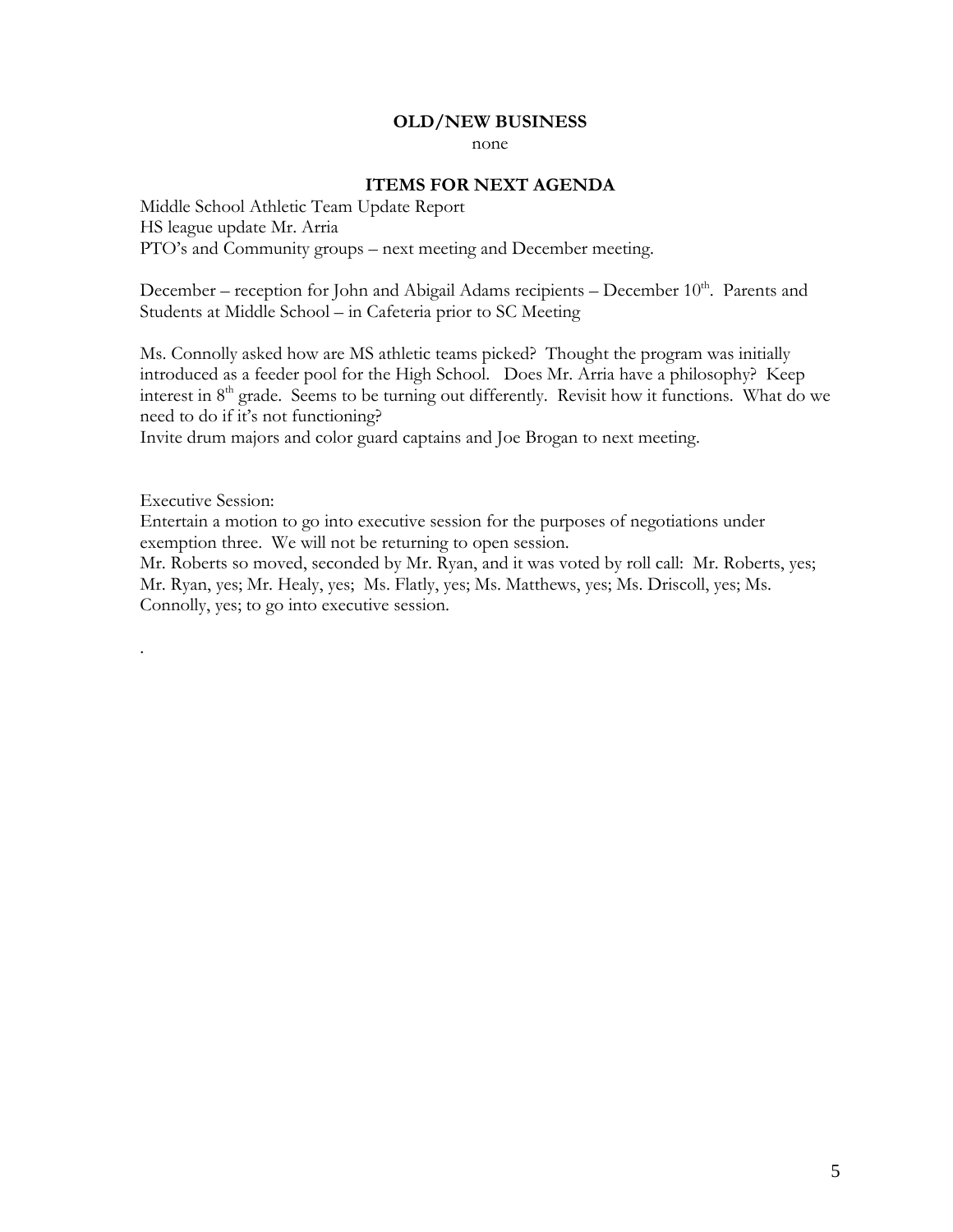**OLD/NEW BUSINESS**

none

**ITEMS FOR NEXT AGENDA**

Middle School Athletic Team Update Report
HS league update Mr. Arria
PTO's and Community groups – next meeting and December meeting.

December – reception for John and Abigail Adams recipients – December 10th. Parents and Students at Middle School – in Cafeteria prior to SC Meeting

Ms. Connolly asked how are MS athletic teams picked? Thought the program was initially introduced as a feeder pool for the High School. Does Mr. Arria have a philosophy? Keep interest in 8th grade. Seems to be turning out differently. Revisit how it functions. What do we need to do if it's not functioning?
Invite drum majors and color guard captains and Joe Brogan to next meeting.

Executive Session:
Entertain a motion to go into executive session for the purposes of negotiations under exemption three. We will not be returning to open session.
Mr. Roberts so moved, seconded by Mr. Ryan, and it was voted by roll call: Mr. Roberts, yes; Mr. Ryan, yes; Mr. Healy, yes; Ms. Flatly, yes; Ms. Matthews, yes; Ms. Driscoll, yes; Ms. Connolly, yes; to go into executive session.

.